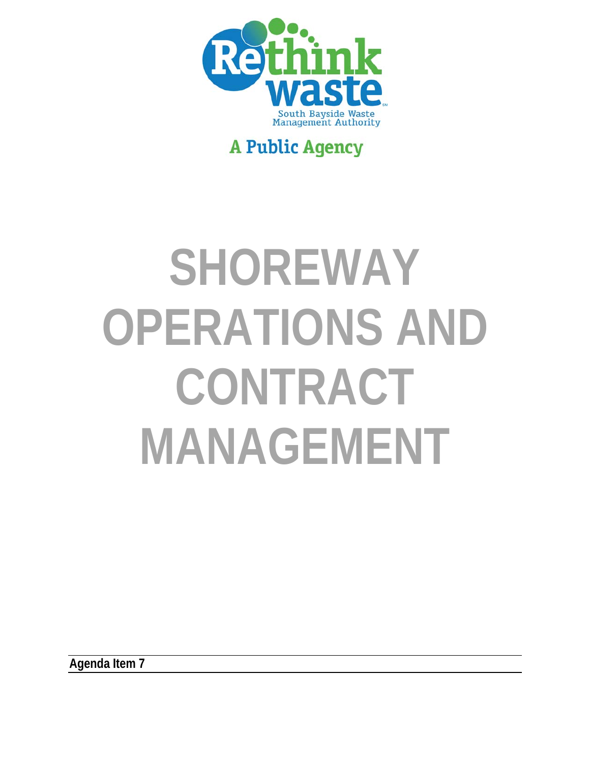Rethink waste

South Bayside Waste Management Authority

A Public Agency

# SHOREWAY OPERATIONS AND CONTRACT MANAGEMENT

**Agenda Item 7**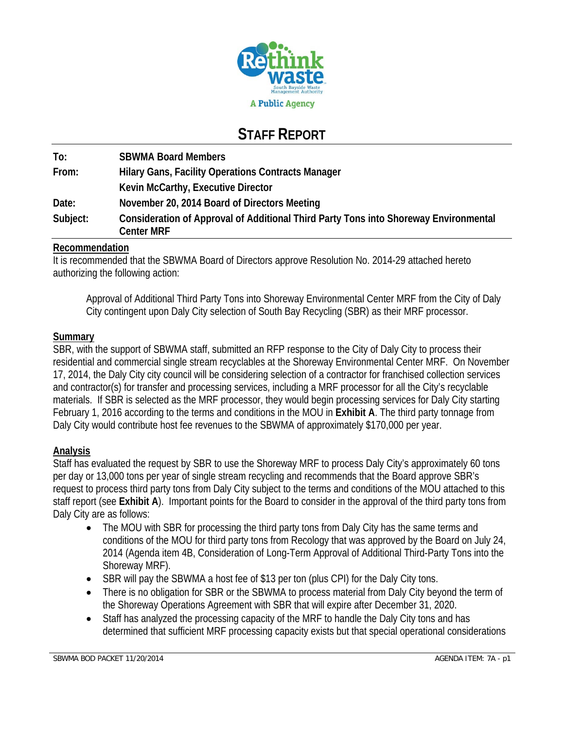# STAFF REPORT

| | |
|---|---|
| **To:** | **SBWMA Board Members** |
| **From:** | **Hilary Gans, Facility Operations Contracts Manager** |
| | **Kevin McCarthy, Executive Director** |
| **Date:** | **November 20, 2014 Board of Directors Meeting** |
| **Subject:** | **Consideration of Approval of Additional Third Party Tons into Shoreway Environmental Center MRF** |

**Recommendation**

It is recommended that the SBWMA Board of Directors approve Resolution No. 2014-29 attached hereto authorizing the following action:

> Approval of Additional Third Party Tons into Shoreway Environmental Center MRF from the City of Daly City contingent upon Daly City selection of South Bay Recycling (SBR) as their MRF processor.

**Summary**

SBR, with the support of SBWMA staff, submitted an RFP response to the City of Daly City to process their residential and commercial single stream recyclables at the Shoreway Environmental Center MRF. On November 17, 2014, the Daly City city council will be considering selection of a contractor for franchised collection services and contractor(s) for transfer and processing services, including a MRF processor for all the City's recyclable materials. If SBR is selected as the MRF processor, they would begin processing services for Daly City starting February 1, 2016 according to the terms and conditions in the MOU in **Exhibit A**. The third party tonnage from Daly City would contribute host fee revenues to the SBWMA of approximately $170,000 per year.

**Analysis**

Staff has evaluated the request by SBR to use the Shoreway MRF to process Daly City's approximately 60 tons per day or 13,000 tons per year of single stream recycling and recommends that the Board approve SBR's request to process third party tons from Daly City subject to the terms and conditions of the MOU attached to this staff report (see **Exhibit A**). Important points for the Board to consider in the approval of the third party tons from Daly City are as follows:

- The MOU with SBR for processing the third party tons from Daly City has the same terms and conditions of the MOU for third party tons from Recology that was approved by the Board on July 24, 2014 (Agenda item 4B, Consideration of Long-Term Approval of Additional Third-Party Tons into the Shoreway MRF).
- SBR will pay the SBWMA a host fee of $13 per ton (plus CPI) for the Daly City tons.
- There is no obligation for SBR or the SBWMA to process material from Daly City beyond the term of the Shoreway Operations Agreement with SBR that will expire after December 31, 2020.
- Staff has analyzed the processing capacity of the MRF to handle the Daly City tons and has determined that sufficient MRF processing capacity exists but that special operational considerations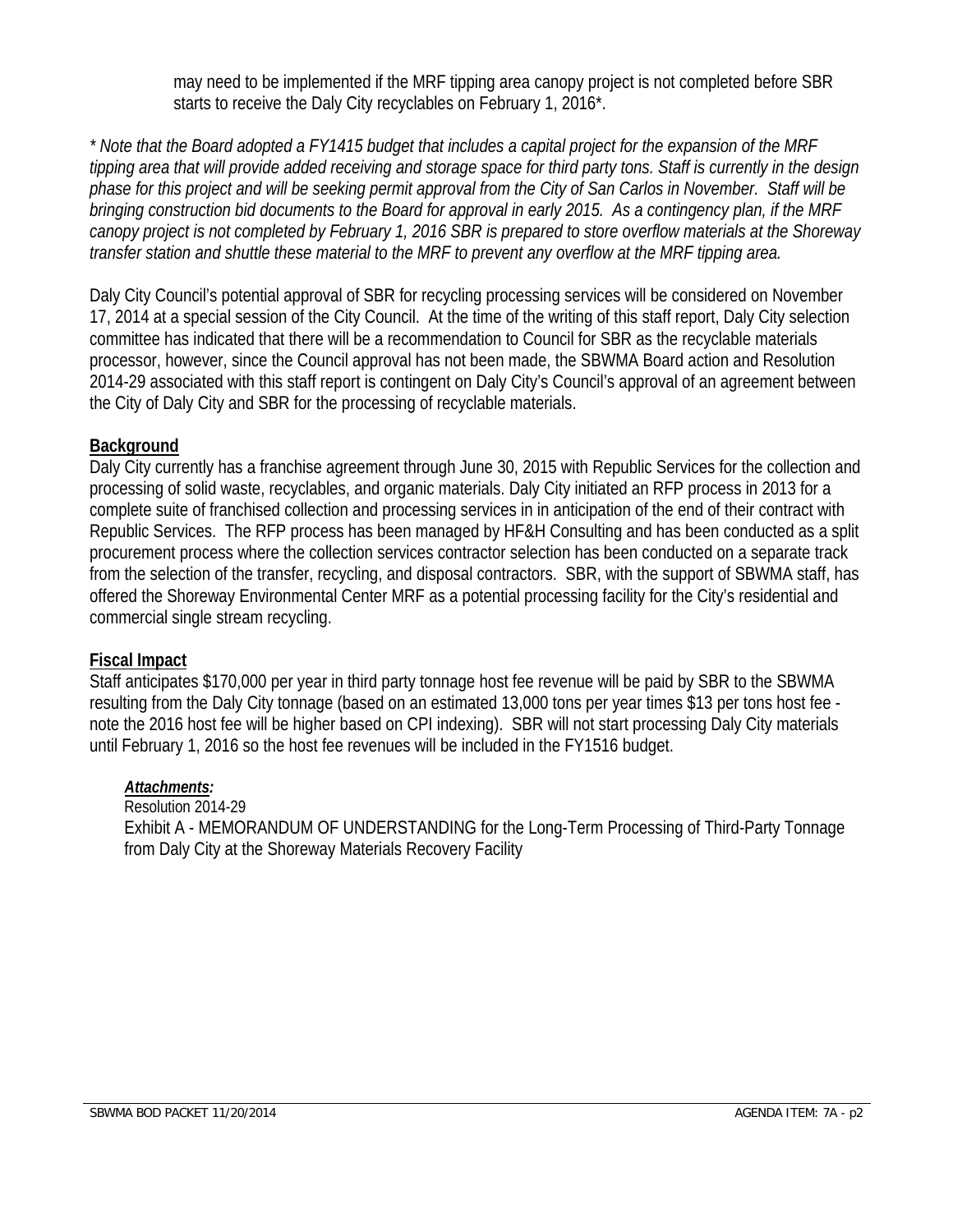may need to be implemented if the MRF tipping area canopy project is not completed before SBR starts to receive the Daly City recyclables on February 1, 2016*.

*\* Note that the Board adopted a FY1415 budget that includes a capital project for the expansion of the MRF tipping area that will provide added receiving and storage space for third party tons. Staff is currently in the design phase for this project and will be seeking permit approval from the City of San Carlos in November. Staff will be bringing construction bid documents to the Board for approval in early 2015. As a contingency plan, if the MRF canopy project is not completed by February 1, 2016 SBR is prepared to store overflow materials at the Shoreway transfer station and shuttle these material to the MRF to prevent any overflow at the MRF tipping area.*

Daly City Council's potential approval of SBR for recycling processing services will be considered on November 17, 2014 at a special session of the City Council. At the time of the writing of this staff report, Daly City selection committee has indicated that there will be a recommendation to Council for SBR as the recyclable materials processor, however, since the Council approval has not been made, the SBWMA Board action and Resolution 2014-29 associated with this staff report is contingent on Daly City's Council's approval of an agreement between the City of Daly City and SBR for the processing of recyclable materials.

**Background**

Daly City currently has a franchise agreement through June 30, 2015 with Republic Services for the collection and processing of solid waste, recyclables, and organic materials. Daly City initiated an RFP process in 2013 for a complete suite of franchised collection and processing services in in anticipation of the end of their contract with Republic Services. The RFP process has been managed by HF&H Consulting and has been conducted as a split procurement process where the collection services contractor selection has been conducted on a separate track from the selection of the transfer, recycling, and disposal contractors. SBR, with the support of SBWMA staff, has offered the Shoreway Environmental Center MRF as a potential processing facility for the City's residential and commercial single stream recycling.

**Fiscal Impact**

Staff anticipates $170,000 per year in third party tonnage host fee revenue will be paid by SBR to the SBWMA resulting from the Daly City tonnage (based on an estimated 13,000 tons per year times $13 per tons host fee - note the 2016 host fee will be higher based on CPI indexing). SBR will not start processing Daly City materials until February 1, 2016 so the host fee revenues will be included in the FY1516 budget.

***Attachments:***

Resolution 2014-29

Exhibit A - MEMORANDUM OF UNDERSTANDING for the Long-Term Processing of Third-Party Tonnage from Daly City at the Shoreway Materials Recovery Facility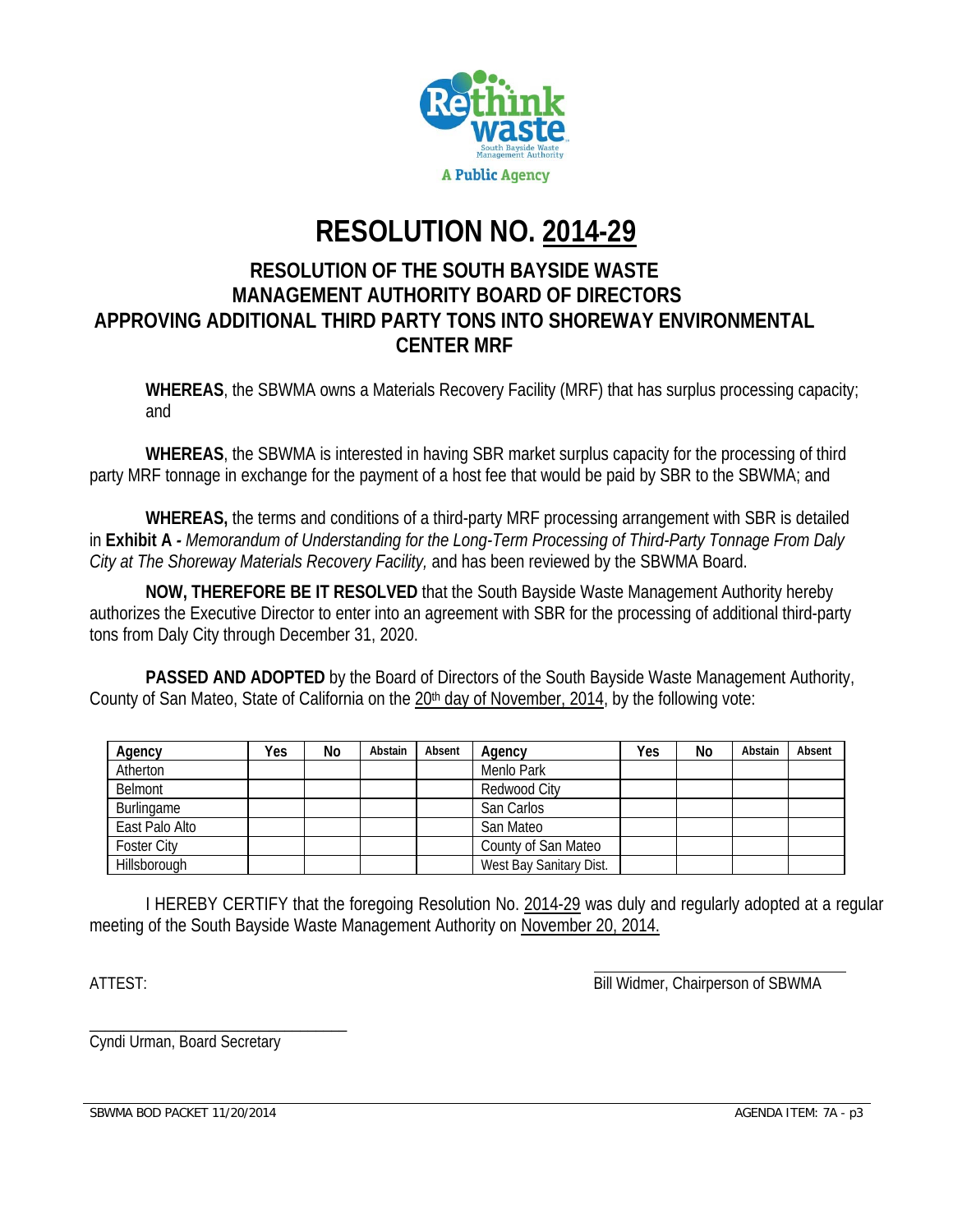# RESOLUTION NO. 2014-29

## RESOLUTION OF THE SOUTH BAYSIDE WASTE MANAGEMENT AUTHORITY BOARD OF DIRECTORS APPROVING ADDITIONAL THIRD PARTY TONS INTO SHOREWAY ENVIRONMENTAL CENTER MRF

**WHEREAS**, the SBWMA owns a Materials Recovery Facility (MRF) that has surplus processing capacity; and

**WHEREAS**, the SBWMA is interested in having SBR market surplus capacity for the processing of third party MRF tonnage in exchange for the payment of a host fee that would be paid by SBR to the SBWMA; and

**WHEREAS,** the terms and conditions of a third-party MRF processing arrangement with SBR is detailed in **Exhibit A -** *Memorandum of Understanding for the Long-Term Processing of Third-Party Tonnage From Daly City at The Shoreway Materials Recovery Facility,* and has been reviewed by the SBWMA Board.

**NOW, THEREFORE BE IT RESOLVED** that the South Bayside Waste Management Authority hereby authorizes the Executive Director to enter into an agreement with SBR for the processing of additional third-party tons from Daly City through December 31, 2020.

**PASSED AND ADOPTED** by the Board of Directors of the South Bayside Waste Management Authority, County of San Mateo, State of California on the 20th day of November, 2014, by the following vote:

| Agency | Yes | No | Abstain | Absent | Agency | Yes | No | Abstain | Absent |
|---|---|---|---|---|---|---|---|---|---|
| Atherton | | | | | Menlo Park | | | | |
| Belmont | | | | | Redwood City | | | | |
| Burlingame | | | | | San Carlos | | | | |
| East Palo Alto | | | | | San Mateo | | | | |
| Foster City | | | | | County of San Mateo | | | | |
| Hillsborough | | | | | West Bay Sanitary Dist. | | | | |

I HEREBY CERTIFY that the foregoing Resolution No. 2014-29 was duly and regularly adopted at a regular meeting of the South Bayside Waste Management Authority on November 20, 2014.

ATTEST:

\_\_\_\_\_\_\_\_\_\_\_\_\_\_\_\_\_\_\_\_\_\_\_\_\_\_\_\_\_\_
Bill Widmer, Chairperson of SBWMA

\_\_\_\_\_\_\_\_\_\_\_\_\_\_\_\_\_\_\_\_\_\_\_\_\_\_\_\_\_\_
Cyndi Urman, Board Secretary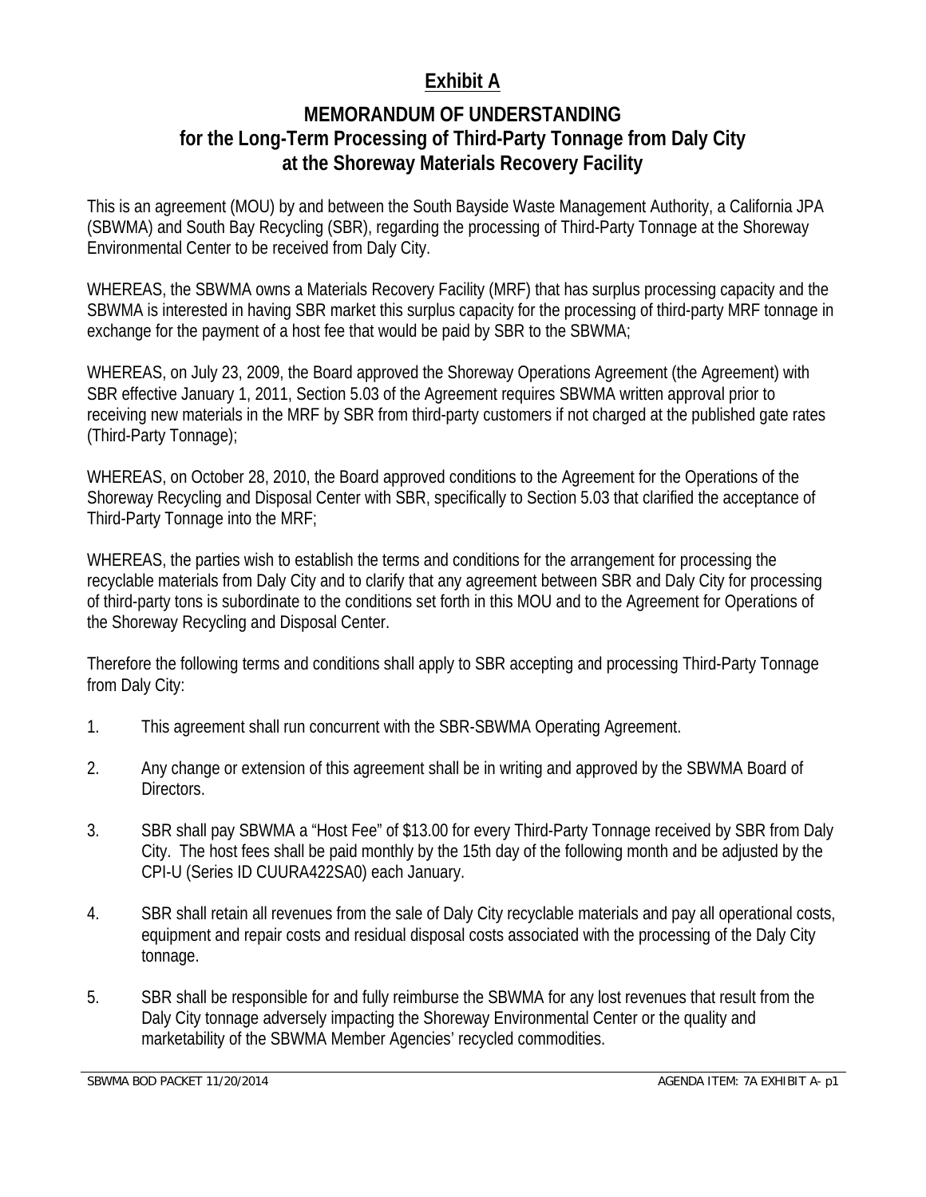# Exhibit A

## MEMORANDUM OF UNDERSTANDING for the Long-Term Processing of Third-Party Tonnage from Daly City at the Shoreway Materials Recovery Facility

This is an agreement (MOU) by and between the South Bayside Waste Management Authority, a California JPA (SBWMA) and South Bay Recycling (SBR), regarding the processing of Third-Party Tonnage at the Shoreway Environmental Center to be received from Daly City.

WHEREAS, the SBWMA owns a Materials Recovery Facility (MRF) that has surplus processing capacity and the SBWMA is interested in having SBR market this surplus capacity for the processing of third-party MRF tonnage in exchange for the payment of a host fee that would be paid by SBR to the SBWMA;

WHEREAS, on July 23, 2009, the Board approved the Shoreway Operations Agreement (the Agreement) with SBR effective January 1, 2011, Section 5.03 of the Agreement requires SBWMA written approval prior to receiving new materials in the MRF by SBR from third-party customers if not charged at the published gate rates (Third-Party Tonnage);

WHEREAS, on October 28, 2010, the Board approved conditions to the Agreement for the Operations of the Shoreway Recycling and Disposal Center with SBR, specifically to Section 5.03 that clarified the acceptance of Third-Party Tonnage into the MRF;

WHEREAS, the parties wish to establish the terms and conditions for the arrangement for processing the recyclable materials from Daly City and to clarify that any agreement between SBR and Daly City for processing of third-party tons is subordinate to the conditions set forth in this MOU and to the Agreement for Operations of the Shoreway Recycling and Disposal Center.

Therefore the following terms and conditions shall apply to SBR accepting and processing Third-Party Tonnage from Daly City:

1. This agreement shall run concurrent with the SBR-SBWMA Operating Agreement.

2. Any change or extension of this agreement shall be in writing and approved by the SBWMA Board of Directors.

3. SBR shall pay SBWMA a "Host Fee" of $13.00 for every Third-Party Tonnage received by SBR from Daly City. The host fees shall be paid monthly by the 15th day of the following month and be adjusted by the CPI-U (Series ID CUURA422SA0) each January.

4. SBR shall retain all revenues from the sale of Daly City recyclable materials and pay all operational costs, equipment and repair costs and residual disposal costs associated with the processing of the Daly City tonnage.

5. SBR shall be responsible for and fully reimburse the SBWMA for any lost revenues that result from the Daly City tonnage adversely impacting the Shoreway Environmental Center or the quality and marketability of the SBWMA Member Agencies' recycled commodities.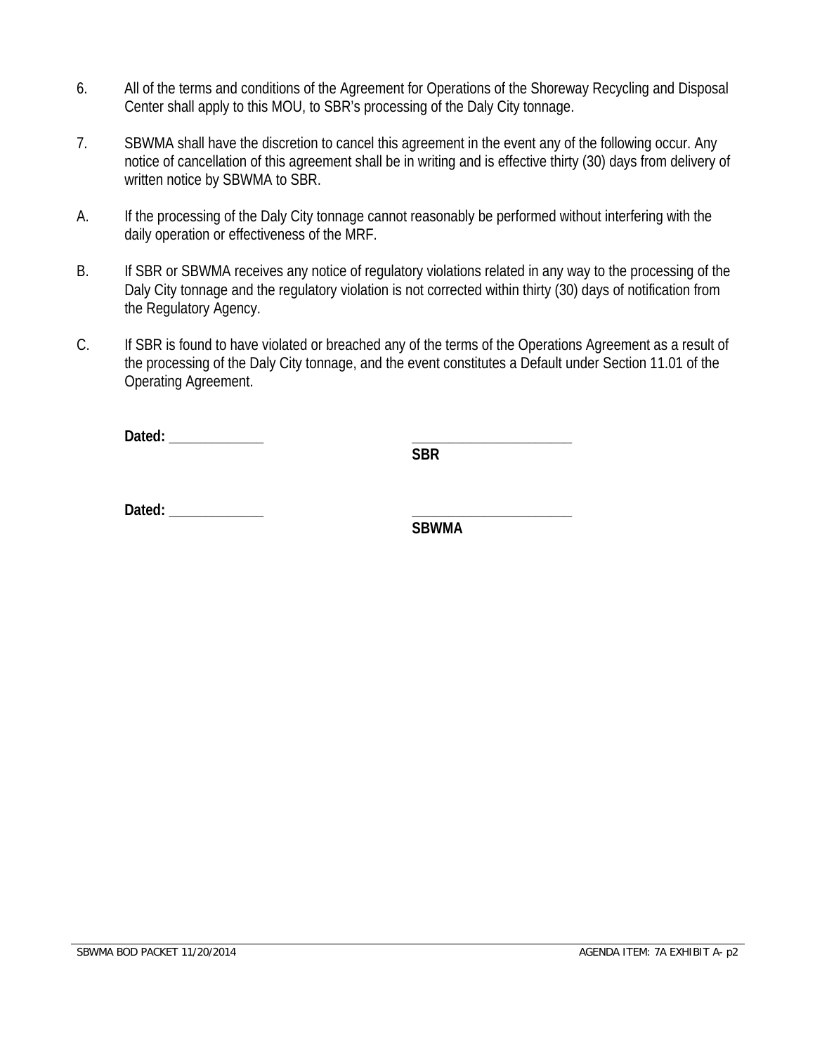6. All of the terms and conditions of the Agreement for Operations of the Shoreway Recycling and Disposal Center shall apply to this MOU, to SBR's processing of the Daly City tonnage.

7. SBWMA shall have the discretion to cancel this agreement in the event any of the following occur. Any notice of cancellation of this agreement shall be in writing and is effective thirty (30) days from delivery of written notice by SBWMA to SBR.

A. If the processing of the Daly City tonnage cannot reasonably be performed without interfering with the daily operation or effectiveness of the MRF.

B. If SBR or SBWMA receives any notice of regulatory violations related in any way to the processing of the Daly City tonnage and the regulatory violation is not corrected within thirty (30) days of notification from the Regulatory Agency.

C. If SBR is found to have violated or breached any of the terms of the Operations Agreement as a result of the processing of the Daly City tonnage, and the event constitutes a Default under Section 11.01 of the Operating Agreement.

**Dated:** _____________ _______________________
**SBR**

**Dated:** _____________ _______________________
**SBWMA**